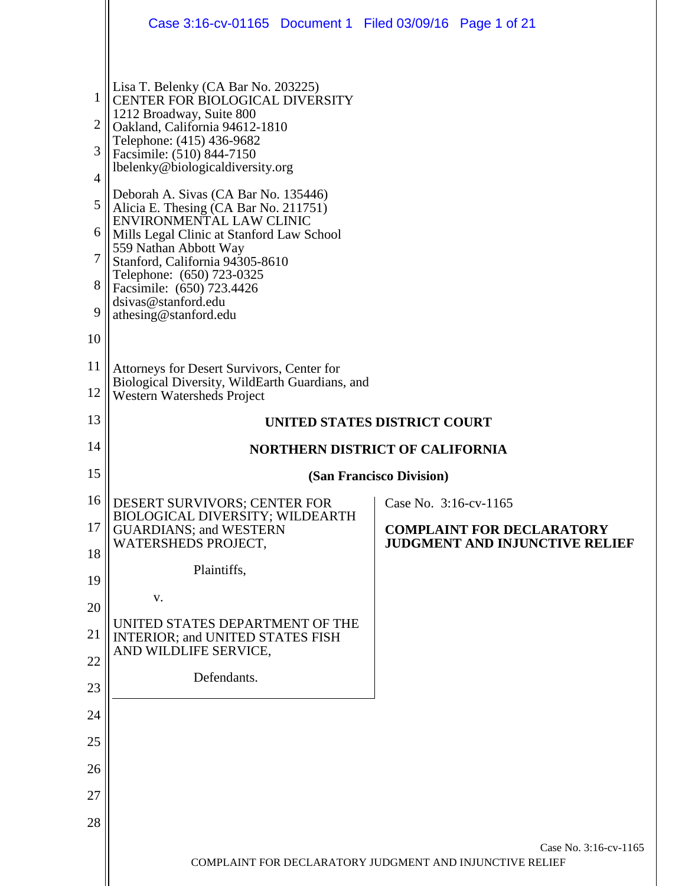Lisa T. Belenky (CA Bar No. 203225)
CENTER FOR BIOLOGICAL DIVERSITY
1212 Broadway, Suite 800
Oakland, California 94612-1810
Telephone: (415) 436-9682
Facsimile: (510) 844-7150
lbelenky@biologicaldiversity.org

Deborah A. Sivas (CA Bar No. 135446)
Alicia E. Thesing (CA Bar No. 211751)
ENVIRONMENTAL LAW CLINIC
Mills Legal Clinic at Stanford Law School
559 Nathan Abbott Way
Stanford, California 94305-8610
Telephone: (650) 723-0325
Facsimile: (650) 723.4426
dsivas@stanford.edu
athesing@stanford.edu

Attorneys for Desert Survivors, Center for Biological Diversity, WildEarth Guardians, and Western Watersheds Project

**UNITED STATES DISTRICT COURT**

**NORTHERN DISTRICT OF CALIFORNIA**

**(San Francisco Division)**

| | |
|---|---|
| DESERT SURVIVORS; CENTER FOR BIOLOGICAL DIVERSITY; WILDEARTH GUARDIANS; and WESTERN WATERSHEDS PROJECT,<br><br>Plaintiffs,<br><br>v.<br><br>UNITED STATES DEPARTMENT OF THE INTERIOR; and UNITED STATES FISH AND WILDLIFE SERVICE,<br><br>Defendants. | Case No. 3:16-cv-1165<br><br>**COMPLAINT FOR DECLARATORY JUDGMENT AND INJUNCTIVE RELIEF** |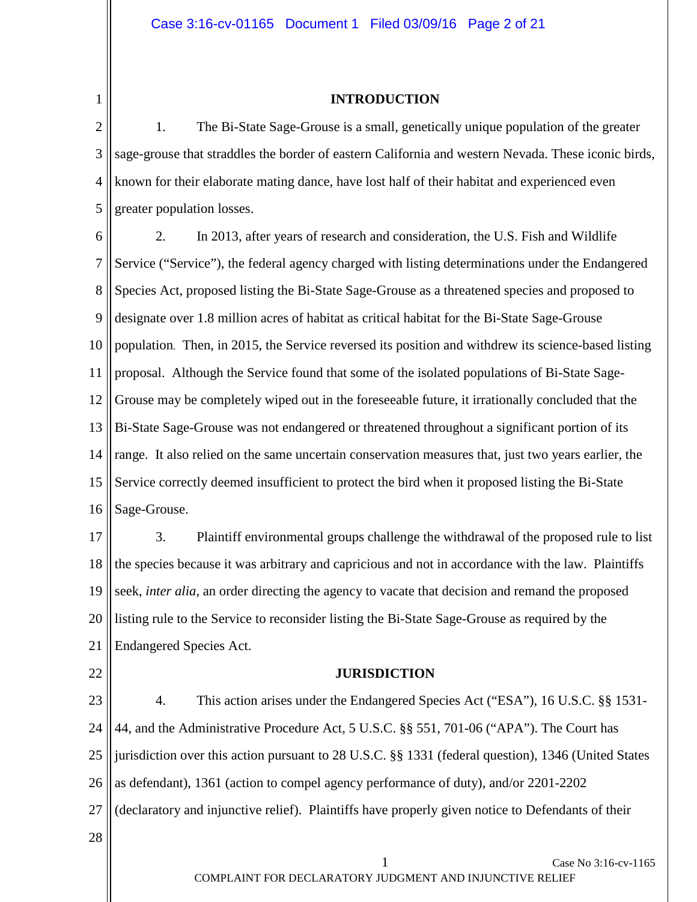## INTRODUCTION

1. The Bi-State Sage-Grouse is a small, genetically unique population of the greater sage-grouse that straddles the border of eastern California and western Nevada. These iconic birds, known for their elaborate mating dance, have lost half of their habitat and experienced even greater population losses.

2. In 2013, after years of research and consideration, the U.S. Fish and Wildlife Service ("Service"), the federal agency charged with listing determinations under the Endangered Species Act, proposed listing the Bi-State Sage-Grouse as a threatened species and proposed to designate over 1.8 million acres of habitat as critical habitat for the Bi-State Sage-Grouse population. Then, in 2015, the Service reversed its position and withdrew its science-based listing proposal. Although the Service found that some of the isolated populations of Bi-State Sage-Grouse may be completely wiped out in the foreseeable future, it irrationally concluded that the Bi-State Sage-Grouse was not endangered or threatened throughout a significant portion of its range. It also relied on the same uncertain conservation measures that, just two years earlier, the Service correctly deemed insufficient to protect the bird when it proposed listing the Bi-State Sage-Grouse.

3. Plaintiff environmental groups challenge the withdrawal of the proposed rule to list the species because it was arbitrary and capricious and not in accordance with the law. Plaintiffs seek, *inter alia*, an order directing the agency to vacate that decision and remand the proposed listing rule to the Service to reconsider listing the Bi-State Sage-Grouse as required by the Endangered Species Act.

## JURISDICTION

4. This action arises under the Endangered Species Act ("ESA"), 16 U.S.C. §§ 1531-44, and the Administrative Procedure Act, 5 U.S.C. §§ 551, 701-06 ("APA"). The Court has jurisdiction over this action pursuant to 28 U.S.C. §§ 1331 (federal question), 1346 (United States as defendant), 1361 (action to compel agency performance of duty), and/or 2201-2202 (declaratory and injunctive relief). Plaintiffs have properly given notice to Defendants of their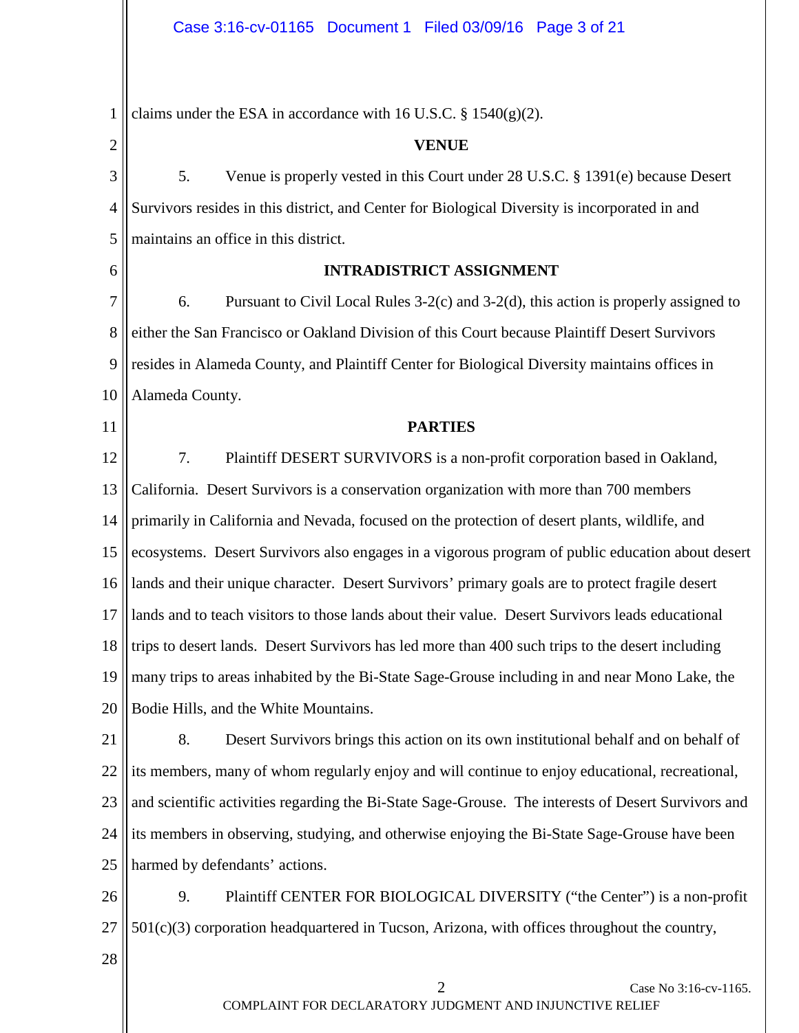claims under the ESA in accordance with 16 U.S.C. § 1540(g)(2).

## VENUE

5. Venue is properly vested in this Court under 28 U.S.C. § 1391(e) because Desert Survivors resides in this district, and Center for Biological Diversity is incorporated in and maintains an office in this district.

## INTRADISTRICT ASSIGNMENT

6. Pursuant to Civil Local Rules 3-2(c) and 3-2(d), this action is properly assigned to either the San Francisco or Oakland Division of this Court because Plaintiff Desert Survivors resides in Alameda County, and Plaintiff Center for Biological Diversity maintains offices in Alameda County.

## PARTIES

7. Plaintiff DESERT SURVIVORS is a non-profit corporation based in Oakland, California. Desert Survivors is a conservation organization with more than 700 members primarily in California and Nevada, focused on the protection of desert plants, wildlife, and ecosystems. Desert Survivors also engages in a vigorous program of public education about desert lands and their unique character. Desert Survivors' primary goals are to protect fragile desert lands and to teach visitors to those lands about their value. Desert Survivors leads educational trips to desert lands. Desert Survivors has led more than 400 such trips to the desert including many trips to areas inhabited by the Bi-State Sage-Grouse including in and near Mono Lake, the Bodie Hills, and the White Mountains.

8. Desert Survivors brings this action on its own institutional behalf and on behalf of its members, many of whom regularly enjoy and will continue to enjoy educational, recreational, and scientific activities regarding the Bi-State Sage-Grouse. The interests of Desert Survivors and its members in observing, studying, and otherwise enjoying the Bi-State Sage-Grouse have been harmed by defendants' actions.

9. Plaintiff CENTER FOR BIOLOGICAL DIVERSITY ("the Center") is a non-profit 501(c)(3) corporation headquartered in Tucson, Arizona, with offices throughout the country,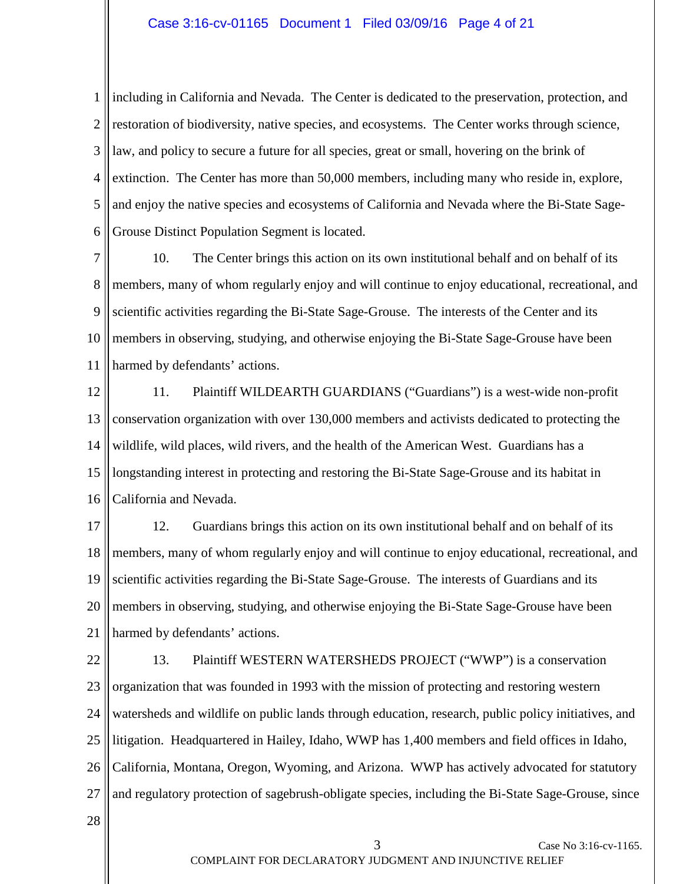including in California and Nevada. The Center is dedicated to the preservation, protection, and restoration of biodiversity, native species, and ecosystems. The Center works through science, law, and policy to secure a future for all species, great or small, hovering on the brink of extinction. The Center has more than 50,000 members, including many who reside in, explore, and enjoy the native species and ecosystems of California and Nevada where the Bi-State Sage-Grouse Distinct Population Segment is located.

10. The Center brings this action on its own institutional behalf and on behalf of its members, many of whom regularly enjoy and will continue to enjoy educational, recreational, and scientific activities regarding the Bi-State Sage-Grouse. The interests of the Center and its members in observing, studying, and otherwise enjoying the Bi-State Sage-Grouse have been harmed by defendants' actions.

11. Plaintiff WILDEARTH GUARDIANS ("Guardians") is a west-wide non-profit conservation organization with over 130,000 members and activists dedicated to protecting the wildlife, wild places, wild rivers, and the health of the American West. Guardians has a longstanding interest in protecting and restoring the Bi-State Sage-Grouse and its habitat in California and Nevada.

12. Guardians brings this action on its own institutional behalf and on behalf of its members, many of whom regularly enjoy and will continue to enjoy educational, recreational, and scientific activities regarding the Bi-State Sage-Grouse. The interests of Guardians and its members in observing, studying, and otherwise enjoying the Bi-State Sage-Grouse have been harmed by defendants' actions.

13. Plaintiff WESTERN WATERSHEDS PROJECT ("WWP") is a conservation organization that was founded in 1993 with the mission of protecting and restoring western watersheds and wildlife on public lands through education, research, public policy initiatives, and litigation. Headquartered in Hailey, Idaho, WWP has 1,400 members and field offices in Idaho, California, Montana, Oregon, Wyoming, and Arizona. WWP has actively advocated for statutory and regulatory protection of sagebrush-obligate species, including the Bi-State Sage-Grouse, since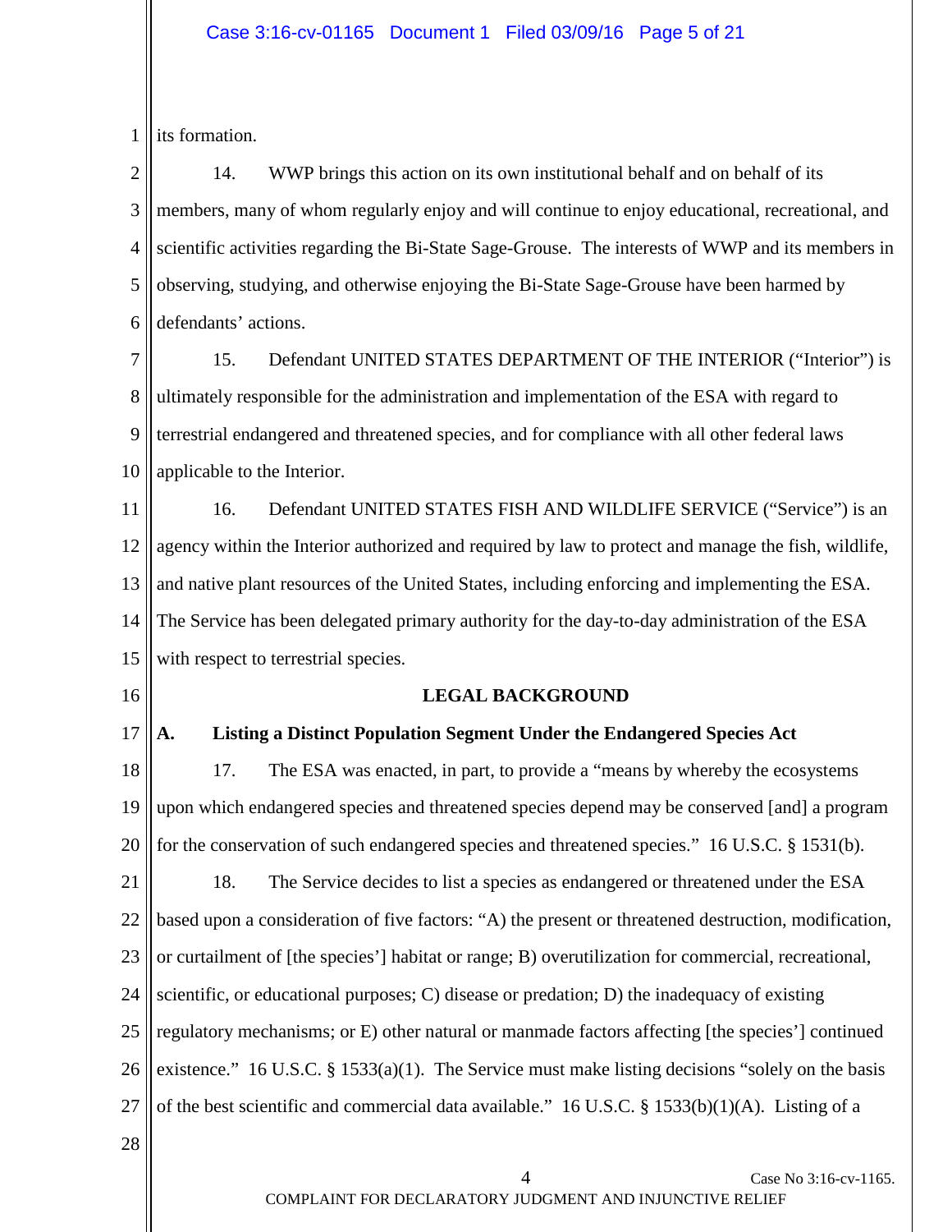its formation.

14. WWP brings this action on its own institutional behalf and on behalf of its members, many of whom regularly enjoy and will continue to enjoy educational, recreational, and scientific activities regarding the Bi-State Sage-Grouse. The interests of WWP and its members in observing, studying, and otherwise enjoying the Bi-State Sage-Grouse have been harmed by defendants' actions.

15. Defendant UNITED STATES DEPARTMENT OF THE INTERIOR ("Interior") is ultimately responsible for the administration and implementation of the ESA with regard to terrestrial endangered and threatened species, and for compliance with all other federal laws applicable to the Interior.

16. Defendant UNITED STATES FISH AND WILDLIFE SERVICE ("Service") is an agency within the Interior authorized and required by law to protect and manage the fish, wildlife, and native plant resources of the United States, including enforcing and implementing the ESA. The Service has been delegated primary authority for the day-to-day administration of the ESA with respect to terrestrial species.

## LEGAL BACKGROUND

### A. Listing a Distinct Population Segment Under the Endangered Species Act

17. The ESA was enacted, in part, to provide a "means by whereby the ecosystems upon which endangered species and threatened species depend may be conserved [and] a program for the conservation of such endangered species and threatened species." 16 U.S.C. § 1531(b).

18. The Service decides to list a species as endangered or threatened under the ESA based upon a consideration of five factors: "A) the present or threatened destruction, modification, or curtailment of [the species'] habitat or range; B) overutilization for commercial, recreational, scientific, or educational purposes; C) disease or predation; D) the inadequacy of existing regulatory mechanisms; or E) other natural or manmade factors affecting [the species'] continued existence." 16 U.S.C. § 1533(a)(1). The Service must make listing decisions "solely on the basis of the best scientific and commercial data available." 16 U.S.C. § 1533(b)(1)(A). Listing of a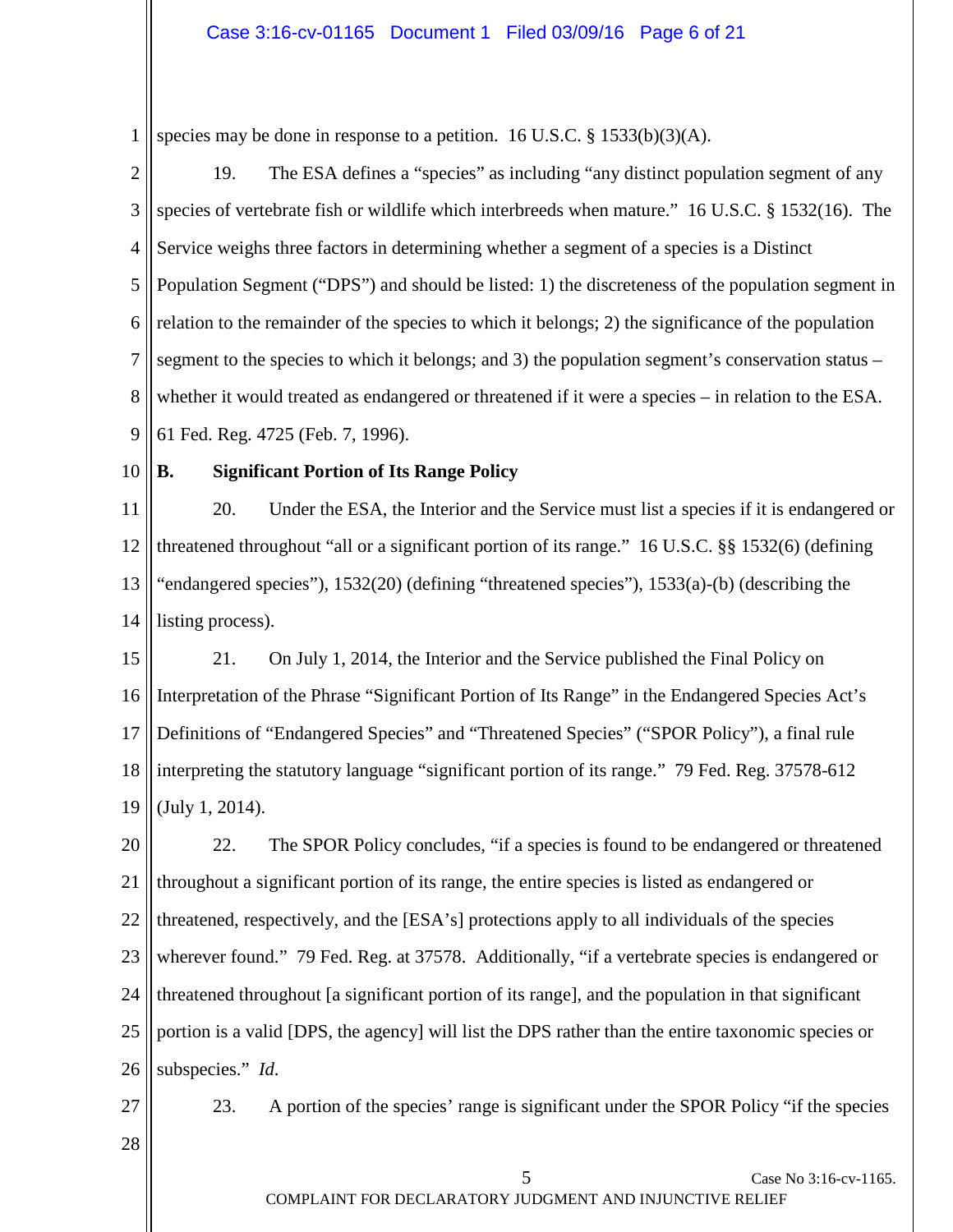species may be done in response to a petition. 16 U.S.C. § 1533(b)(3)(A).

19. The ESA defines a "species" as including "any distinct population segment of any species of vertebrate fish or wildlife which interbreeds when mature." 16 U.S.C. § 1532(16). The Service weighs three factors in determining whether a segment of a species is a Distinct Population Segment ("DPS") and should be listed: 1) the discreteness of the population segment in relation to the remainder of the species to which it belongs; 2) the significance of the population segment to the species to which it belongs; and 3) the population segment's conservation status – whether it would treated as endangered or threatened if it were a species – in relation to the ESA. 61 Fed. Reg. 4725 (Feb. 7, 1996).

**B. Significant Portion of Its Range Policy**

20. Under the ESA, the Interior and the Service must list a species if it is endangered or threatened throughout "all or a significant portion of its range." 16 U.S.C. §§ 1532(6) (defining "endangered species"), 1532(20) (defining "threatened species"), 1533(a)-(b) (describing the listing process).

21. On July 1, 2014, the Interior and the Service published the Final Policy on Interpretation of the Phrase "Significant Portion of Its Range" in the Endangered Species Act's Definitions of "Endangered Species" and "Threatened Species" ("SPOR Policy"), a final rule interpreting the statutory language "significant portion of its range." 79 Fed. Reg. 37578-612 (July 1, 2014).

22. The SPOR Policy concludes, "if a species is found to be endangered or threatened throughout a significant portion of its range, the entire species is listed as endangered or threatened, respectively, and the [ESA's] protections apply to all individuals of the species wherever found." 79 Fed. Reg. at 37578. Additionally, "if a vertebrate species is endangered or threatened throughout [a significant portion of its range], and the population in that significant portion is a valid [DPS, the agency] will list the DPS rather than the entire taxonomic species or subspecies." *Id.*

23. A portion of the species' range is significant under the SPOR Policy "if the species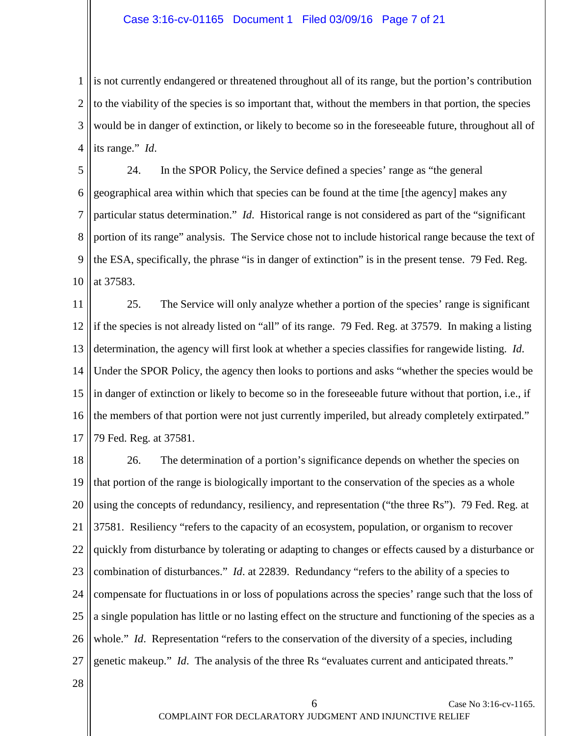is not currently endangered or threatened throughout all of its range, but the portion's contribution to the viability of the species is so important that, without the members in that portion, the species would be in danger of extinction, or likely to become so in the foreseeable future, throughout all of its range." *Id*.

24. In the SPOR Policy, the Service defined a species' range as "the general geographical area within which that species can be found at the time [the agency] makes any particular status determination." *Id*. Historical range is not considered as part of the "significant portion of its range" analysis. The Service chose not to include historical range because the text of the ESA, specifically, the phrase "is in danger of extinction" is in the present tense. 79 Fed. Reg. at 37583.

25. The Service will only analyze whether a portion of the species' range is significant if the species is not already listed on "all" of its range. 79 Fed. Reg. at 37579. In making a listing determination, the agency will first look at whether a species classifies for rangewide listing. *Id*. Under the SPOR Policy, the agency then looks to portions and asks "whether the species would be in danger of extinction or likely to become so in the foreseeable future without that portion, i.e., if the members of that portion were not just currently imperiled, but already completely extirpated." 79 Fed. Reg. at 37581.

26. The determination of a portion's significance depends on whether the species on that portion of the range is biologically important to the conservation of the species as a whole using the concepts of redundancy, resiliency, and representation ("the three Rs"). 79 Fed. Reg. at 37581. Resiliency "refers to the capacity of an ecosystem, population, or organism to recover quickly from disturbance by tolerating or adapting to changes or effects caused by a disturbance or combination of disturbances." *Id*. at 22839. Redundancy "refers to the ability of a species to compensate for fluctuations in or loss of populations across the species' range such that the loss of a single population has little or no lasting effect on the structure and functioning of the species as a whole." *Id*. Representation "refers to the conservation of the diversity of a species, including genetic makeup." *Id*. The analysis of the three Rs "evaluates current and anticipated threats."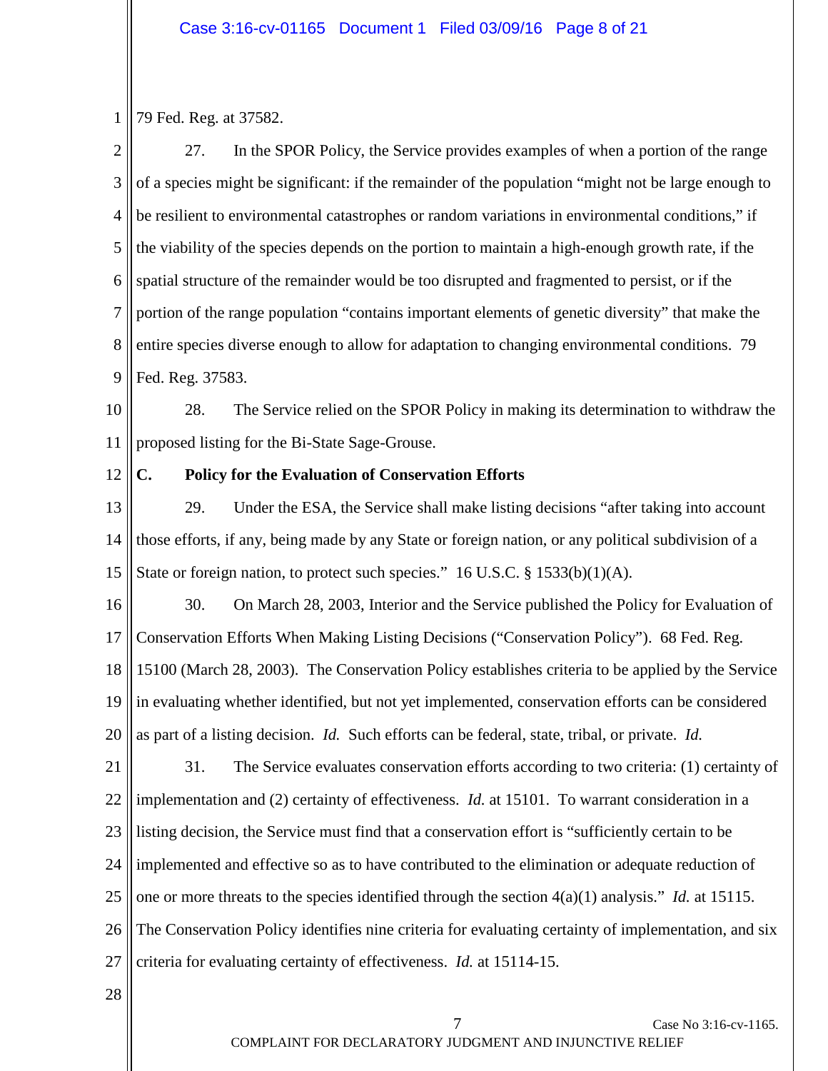79 Fed. Reg. at 37582.

27. In the SPOR Policy, the Service provides examples of when a portion of the range of a species might be significant: if the remainder of the population "might not be large enough to be resilient to environmental catastrophes or random variations in environmental conditions," if the viability of the species depends on the portion to maintain a high-enough growth rate, if the spatial structure of the remainder would be too disrupted and fragmented to persist, or if the portion of the range population "contains important elements of genetic diversity" that make the entire species diverse enough to allow for adaptation to changing environmental conditions. 79 Fed. Reg. 37583.

28. The Service relied on the SPOR Policy in making its determination to withdraw the proposed listing for the Bi-State Sage-Grouse.

**C. Policy for the Evaluation of Conservation Efforts**

29. Under the ESA, the Service shall make listing decisions "after taking into account those efforts, if any, being made by any State or foreign nation, or any political subdivision of a State or foreign nation, to protect such species." 16 U.S.C. § 1533(b)(1)(A).

30. On March 28, 2003, Interior and the Service published the Policy for Evaluation of Conservation Efforts When Making Listing Decisions ("Conservation Policy"). 68 Fed. Reg. 15100 (March 28, 2003). The Conservation Policy establishes criteria to be applied by the Service in evaluating whether identified, but not yet implemented, conservation efforts can be considered as part of a listing decision. *Id.* Such efforts can be federal, state, tribal, or private. *Id.*

31. The Service evaluates conservation efforts according to two criteria: (1) certainty of implementation and (2) certainty of effectiveness. *Id.* at 15101. To warrant consideration in a listing decision, the Service must find that a conservation effort is "sufficiently certain to be implemented and effective so as to have contributed to the elimination or adequate reduction of one or more threats to the species identified through the section 4(a)(1) analysis." *Id.* at 15115. The Conservation Policy identifies nine criteria for evaluating certainty of implementation, and six criteria for evaluating certainty of effectiveness. *Id.* at 15114-15.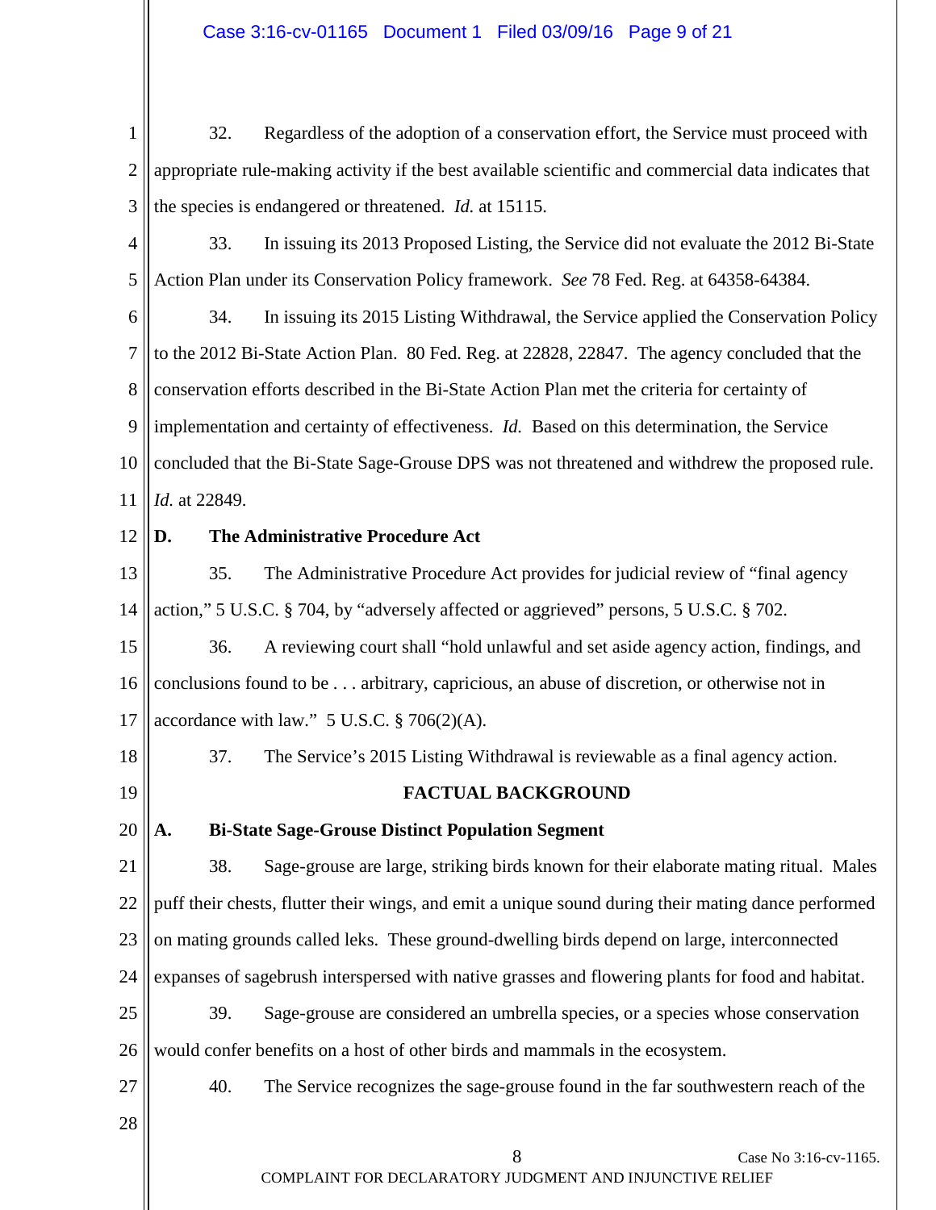32. Regardless of the adoption of a conservation effort, the Service must proceed with appropriate rule-making activity if the best available scientific and commercial data indicates that the species is endangered or threatened. *Id.* at 15115.

33. In issuing its 2013 Proposed Listing, the Service did not evaluate the 2012 Bi-State Action Plan under its Conservation Policy framework. *See* 78 Fed. Reg. at 64358-64384.

34. In issuing its 2015 Listing Withdrawal, the Service applied the Conservation Policy to the 2012 Bi-State Action Plan. 80 Fed. Reg. at 22828, 22847. The agency concluded that the conservation efforts described in the Bi-State Action Plan met the criteria for certainty of implementation and certainty of effectiveness. *Id.* Based on this determination, the Service concluded that the Bi-State Sage-Grouse DPS was not threatened and withdrew the proposed rule. *Id.* at 22849.

### D. The Administrative Procedure Act

35. The Administrative Procedure Act provides for judicial review of "final agency action," 5 U.S.C. § 704, by "adversely affected or aggrieved" persons, 5 U.S.C. § 702.

36. A reviewing court shall "hold unlawful and set aside agency action, findings, and conclusions found to be . . . arbitrary, capricious, an abuse of discretion, or otherwise not in accordance with law." 5 U.S.C. § 706(2)(A).

37. The Service's 2015 Listing Withdrawal is reviewable as a final agency action.

## FACTUAL BACKGROUND

### A. Bi-State Sage-Grouse Distinct Population Segment

38. Sage-grouse are large, striking birds known for their elaborate mating ritual. Males puff their chests, flutter their wings, and emit a unique sound during their mating dance performed on mating grounds called leks. These ground-dwelling birds depend on large, interconnected expanses of sagebrush interspersed with native grasses and flowering plants for food and habitat.

39. Sage-grouse are considered an umbrella species, or a species whose conservation would confer benefits on a host of other birds and mammals in the ecosystem.

40. The Service recognizes the sage-grouse found in the far southwestern reach of the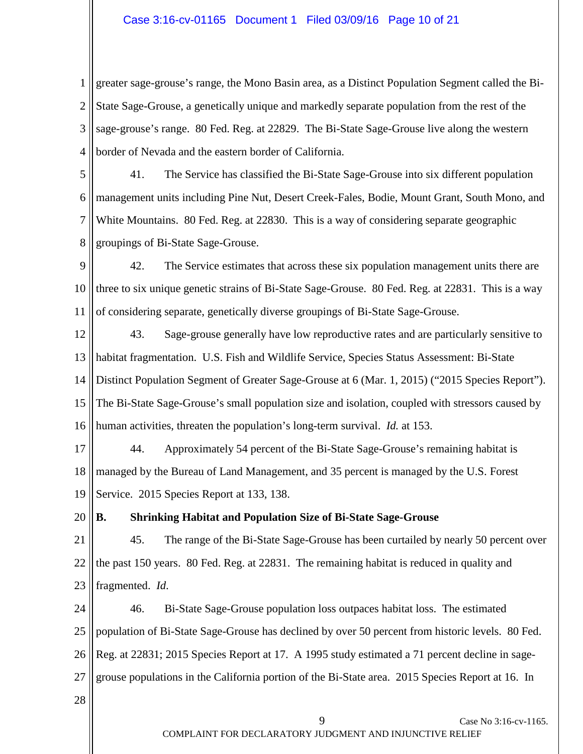greater sage-grouse's range, the Mono Basin area, as a Distinct Population Segment called the Bi-State Sage-Grouse, a genetically unique and markedly separate population from the rest of the sage-grouse's range. 80 Fed. Reg. at 22829. The Bi-State Sage-Grouse live along the western border of Nevada and the eastern border of California.

41. The Service has classified the Bi-State Sage-Grouse into six different population management units including Pine Nut, Desert Creek-Fales, Bodie, Mount Grant, South Mono, and White Mountains. 80 Fed. Reg. at 22830. This is a way of considering separate geographic groupings of Bi-State Sage-Grouse.

42. The Service estimates that across these six population management units there are three to six unique genetic strains of Bi-State Sage-Grouse. 80 Fed. Reg. at 22831. This is a way of considering separate, genetically diverse groupings of Bi-State Sage-Grouse.

43. Sage-grouse generally have low reproductive rates and are particularly sensitive to habitat fragmentation. U.S. Fish and Wildlife Service, Species Status Assessment: Bi-State Distinct Population Segment of Greater Sage-Grouse at 6 (Mar. 1, 2015) ("2015 Species Report"). The Bi-State Sage-Grouse's small population size and isolation, coupled with stressors caused by human activities, threaten the population's long-term survival. *Id.* at 153.

44. Approximately 54 percent of the Bi-State Sage-Grouse's remaining habitat is managed by the Bureau of Land Management, and 35 percent is managed by the U.S. Forest Service. 2015 Species Report at 133, 138.

**B. Shrinking Habitat and Population Size of Bi-State Sage-Grouse**

45. The range of the Bi-State Sage-Grouse has been curtailed by nearly 50 percent over the past 150 years. 80 Fed. Reg. at 22831. The remaining habitat is reduced in quality and fragmented. *Id.*

46. Bi-State Sage-Grouse population loss outpaces habitat loss. The estimated population of Bi-State Sage-Grouse has declined by over 50 percent from historic levels. 80 Fed. Reg. at 22831; 2015 Species Report at 17. A 1995 study estimated a 71 percent decline in sage-grouse populations in the California portion of the Bi-State area. 2015 Species Report at 16. In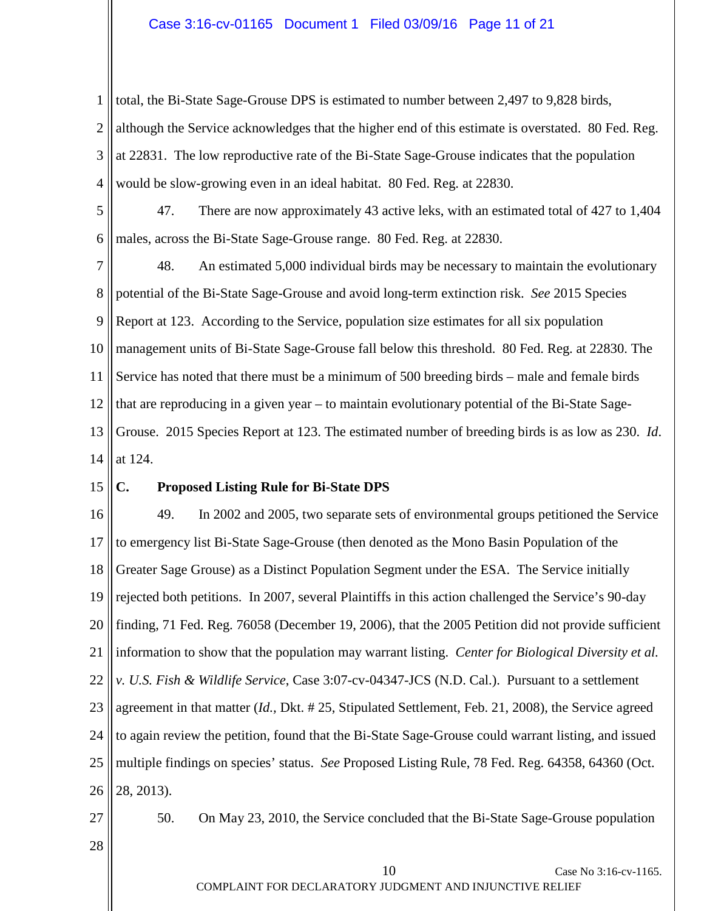total, the Bi-State Sage-Grouse DPS is estimated to number between 2,497 to 9,828 birds, although the Service acknowledges that the higher end of this estimate is overstated. 80 Fed. Reg. at 22831. The low reproductive rate of the Bi-State Sage-Grouse indicates that the population would be slow-growing even in an ideal habitat. 80 Fed. Reg. at 22830.

47. There are now approximately 43 active leks, with an estimated total of 427 to 1,404 males, across the Bi-State Sage-Grouse range. 80 Fed. Reg. at 22830.

48. An estimated 5,000 individual birds may be necessary to maintain the evolutionary potential of the Bi-State Sage-Grouse and avoid long-term extinction risk. *See* 2015 Species Report at 123. According to the Service, population size estimates for all six population management units of Bi-State Sage-Grouse fall below this threshold. 80 Fed. Reg. at 22830. The Service has noted that there must be a minimum of 500 breeding birds – male and female birds that are reproducing in a given year – to maintain evolutionary potential of the Bi-State Sage-Grouse. 2015 Species Report at 123. The estimated number of breeding birds is as low as 230. *Id*. at 124.

**C. Proposed Listing Rule for Bi-State DPS**

49. In 2002 and 2005, two separate sets of environmental groups petitioned the Service to emergency list Bi-State Sage-Grouse (then denoted as the Mono Basin Population of the Greater Sage Grouse) as a Distinct Population Segment under the ESA. The Service initially rejected both petitions. In 2007, several Plaintiffs in this action challenged the Service's 90-day finding, 71 Fed. Reg. 76058 (December 19, 2006), that the 2005 Petition did not provide sufficient information to show that the population may warrant listing. *Center for Biological Diversity et al. v. U.S. Fish & Wildlife Service*, Case 3:07-cv-04347-JCS (N.D. Cal.). Pursuant to a settlement agreement in that matter (*Id.,* Dkt. # 25, Stipulated Settlement, Feb. 21, 2008), the Service agreed to again review the petition, found that the Bi-State Sage-Grouse could warrant listing, and issued multiple findings on species' status. *See* Proposed Listing Rule, 78 Fed. Reg. 64358, 64360 (Oct. 28, 2013).

50. On May 23, 2010, the Service concluded that the Bi-State Sage-Grouse population

COMPLAINT FOR DECLARATORY JUDGMENT AND INJUNCTIVE RELIEF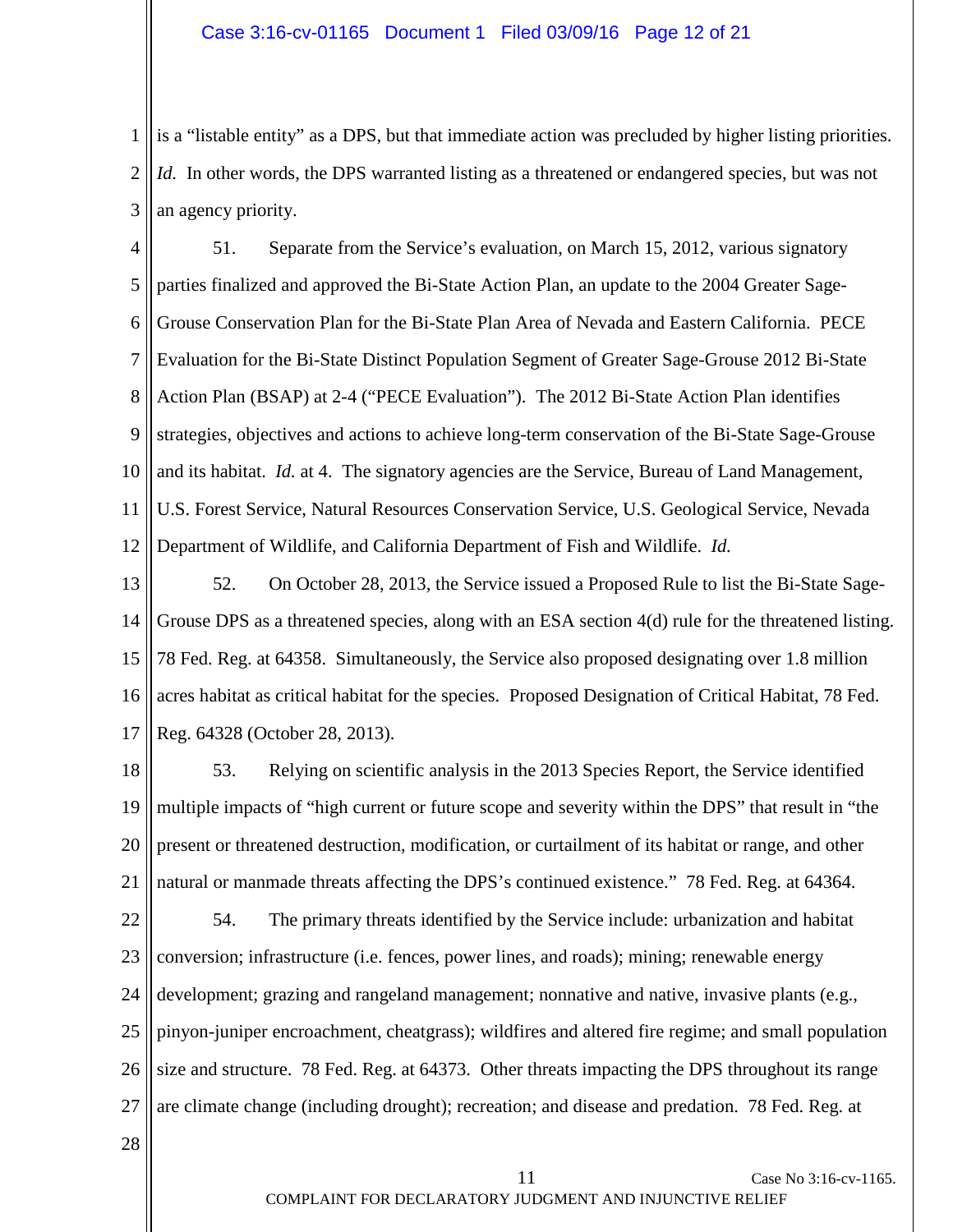is a "listable entity" as a DPS, but that immediate action was precluded by higher listing priorities. *Id.* In other words, the DPS warranted listing as a threatened or endangered species, but was not an agency priority.

51. Separate from the Service's evaluation, on March 15, 2012, various signatory parties finalized and approved the Bi-State Action Plan, an update to the 2004 Greater Sage-Grouse Conservation Plan for the Bi-State Plan Area of Nevada and Eastern California. PECE Evaluation for the Bi-State Distinct Population Segment of Greater Sage-Grouse 2012 Bi-State Action Plan (BSAP) at 2-4 ("PECE Evaluation"). The 2012 Bi-State Action Plan identifies strategies, objectives and actions to achieve long-term conservation of the Bi-State Sage-Grouse and its habitat. *Id.* at 4. The signatory agencies are the Service, Bureau of Land Management, U.S. Forest Service, Natural Resources Conservation Service, U.S. Geological Service, Nevada Department of Wildlife, and California Department of Fish and Wildlife. *Id.*

52. On October 28, 2013, the Service issued a Proposed Rule to list the Bi-State Sage-Grouse DPS as a threatened species, along with an ESA section 4(d) rule for the threatened listing. 78 Fed. Reg. at 64358. Simultaneously, the Service also proposed designating over 1.8 million acres habitat as critical habitat for the species. Proposed Designation of Critical Habitat, 78 Fed. Reg. 64328 (October 28, 2013).

53. Relying on scientific analysis in the 2013 Species Report, the Service identified multiple impacts of "high current or future scope and severity within the DPS" that result in "the present or threatened destruction, modification, or curtailment of its habitat or range, and other natural or manmade threats affecting the DPS's continued existence." 78 Fed. Reg. at 64364.

54. The primary threats identified by the Service include: urbanization and habitat conversion; infrastructure (i.e. fences, power lines, and roads); mining; renewable energy development; grazing and rangeland management; nonnative and native, invasive plants (e.g., pinyon-juniper encroachment, cheatgrass); wildfires and altered fire regime; and small population size and structure. 78 Fed. Reg. at 64373. Other threats impacting the DPS throughout its range are climate change (including drought); recreation; and disease and predation. 78 Fed. Reg. at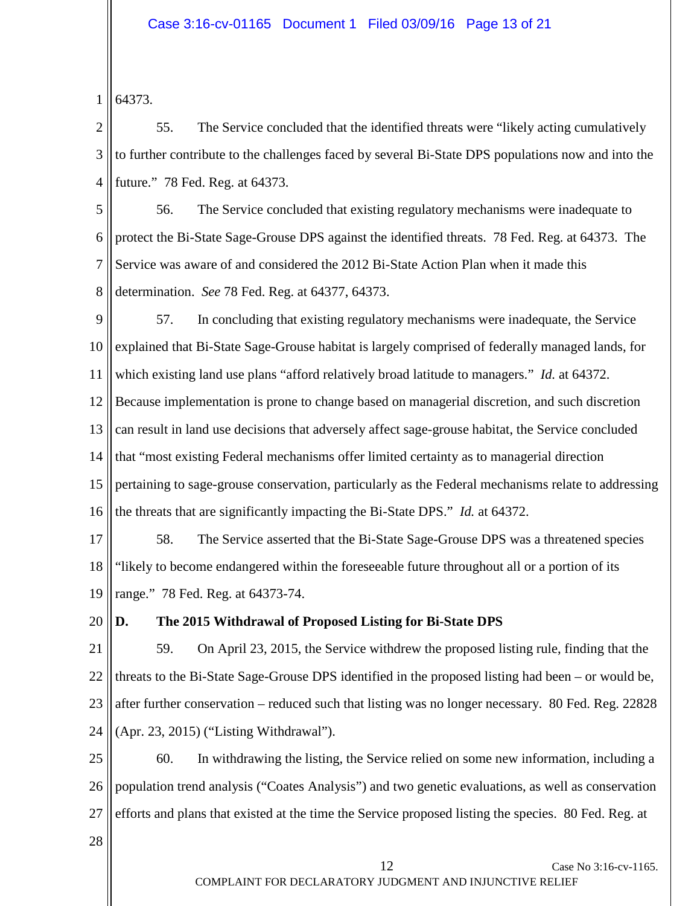64373.

55. The Service concluded that the identified threats were "likely acting cumulatively to further contribute to the challenges faced by several Bi-State DPS populations now and into the future." 78 Fed. Reg. at 64373.

56. The Service concluded that existing regulatory mechanisms were inadequate to protect the Bi-State Sage-Grouse DPS against the identified threats. 78 Fed. Reg. at 64373. The Service was aware of and considered the 2012 Bi-State Action Plan when it made this determination. *See* 78 Fed. Reg. at 64377, 64373.

57. In concluding that existing regulatory mechanisms were inadequate, the Service explained that Bi-State Sage-Grouse habitat is largely comprised of federally managed lands, for which existing land use plans "afford relatively broad latitude to managers." *Id.* at 64372. Because implementation is prone to change based on managerial discretion, and such discretion can result in land use decisions that adversely affect sage-grouse habitat, the Service concluded that "most existing Federal mechanisms offer limited certainty as to managerial direction pertaining to sage-grouse conservation, particularly as the Federal mechanisms relate to addressing the threats that are significantly impacting the Bi-State DPS." *Id.* at 64372.

58. The Service asserted that the Bi-State Sage-Grouse DPS was a threatened species "likely to become endangered within the foreseeable future throughout all or a portion of its range." 78 Fed. Reg. at 64373-74.

**D. The 2015 Withdrawal of Proposed Listing for Bi-State DPS**

59. On April 23, 2015, the Service withdrew the proposed listing rule, finding that the threats to the Bi-State Sage-Grouse DPS identified in the proposed listing had been – or would be, after further conservation – reduced such that listing was no longer necessary. 80 Fed. Reg. 22828 (Apr. 23, 2015) ("Listing Withdrawal").

60. In withdrawing the listing, the Service relied on some new information, including a population trend analysis ("Coates Analysis") and two genetic evaluations, as well as conservation efforts and plans that existed at the time the Service proposed listing the species. 80 Fed. Reg. at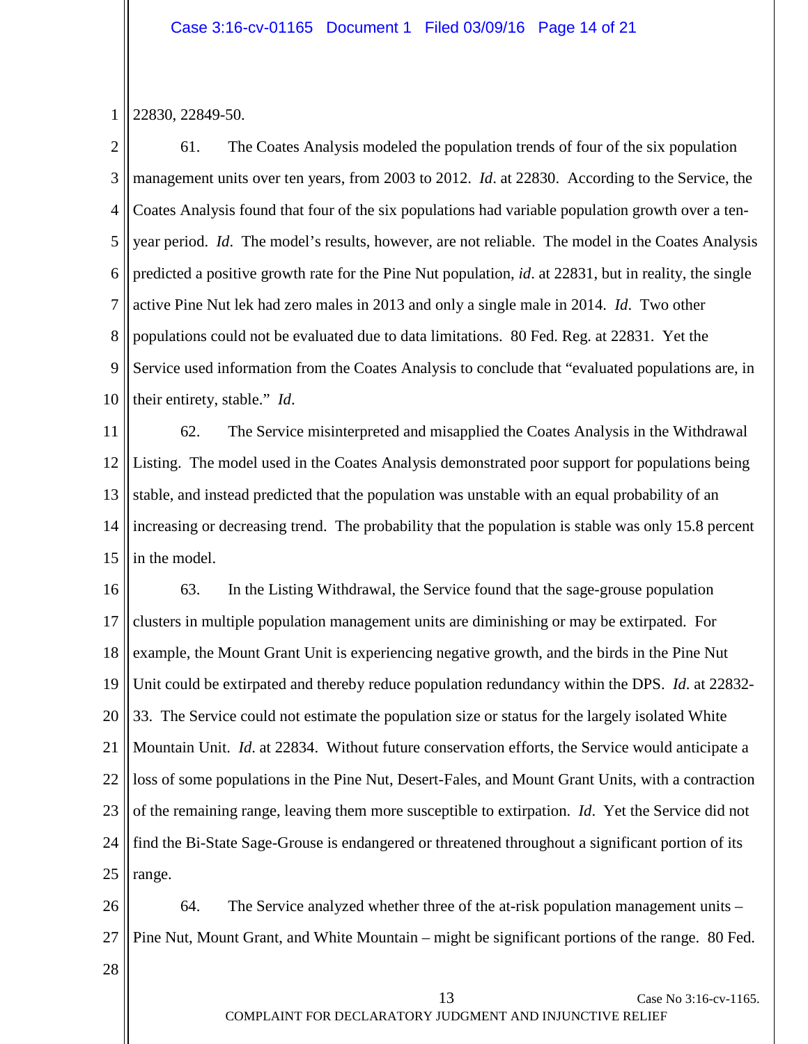22830, 22849-50.

61. The Coates Analysis modeled the population trends of four of the six population management units over ten years, from 2003 to 2012. *Id*. at 22830. According to the Service, the Coates Analysis found that four of the six populations had variable population growth over a ten-year period. *Id*. The model's results, however, are not reliable. The model in the Coates Analysis predicted a positive growth rate for the Pine Nut population, *id*. at 22831, but in reality, the single active Pine Nut lek had zero males in 2013 and only a single male in 2014. *Id*. Two other populations could not be evaluated due to data limitations. 80 Fed. Reg. at 22831. Yet the Service used information from the Coates Analysis to conclude that "evaluated populations are, in their entirety, stable." *Id*.

62. The Service misinterpreted and misapplied the Coates Analysis in the Withdrawal Listing. The model used in the Coates Analysis demonstrated poor support for populations being stable, and instead predicted that the population was unstable with an equal probability of an increasing or decreasing trend. The probability that the population is stable was only 15.8 percent in the model.

63. In the Listing Withdrawal, the Service found that the sage-grouse population clusters in multiple population management units are diminishing or may be extirpated. For example, the Mount Grant Unit is experiencing negative growth, and the birds in the Pine Nut Unit could be extirpated and thereby reduce population redundancy within the DPS. *Id*. at 22832-33. The Service could not estimate the population size or status for the largely isolated White Mountain Unit. *Id*. at 22834. Without future conservation efforts, the Service would anticipate a loss of some populations in the Pine Nut, Desert-Fales, and Mount Grant Units, with a contraction of the remaining range, leaving them more susceptible to extirpation. *Id*. Yet the Service did not find the Bi-State Sage-Grouse is endangered or threatened throughout a significant portion of its range.

64. The Service analyzed whether three of the at-risk population management units – Pine Nut, Mount Grant, and White Mountain – might be significant portions of the range. 80 Fed.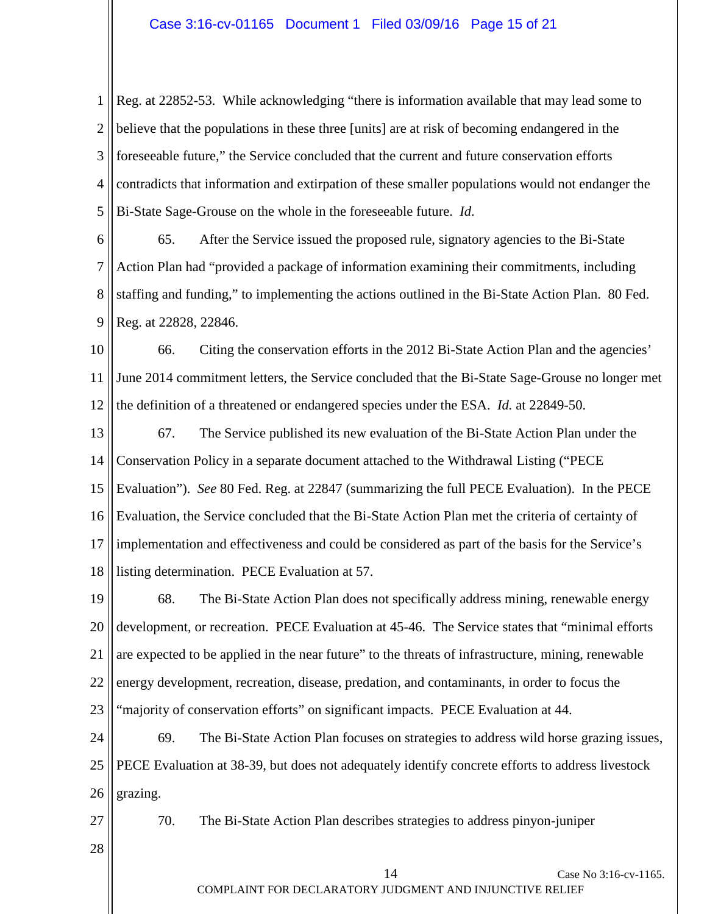Reg. at 22852-53. While acknowledging "there is information available that may lead some to believe that the populations in these three [units] are at risk of becoming endangered in the foreseeable future," the Service concluded that the current and future conservation efforts contradicts that information and extirpation of these smaller populations would not endanger the Bi-State Sage-Grouse on the whole in the foreseeable future. *Id.*

65. After the Service issued the proposed rule, signatory agencies to the Bi-State Action Plan had "provided a package of information examining their commitments, including staffing and funding," to implementing the actions outlined in the Bi-State Action Plan. 80 Fed. Reg. at 22828, 22846.

66. Citing the conservation efforts in the 2012 Bi-State Action Plan and the agencies' June 2014 commitment letters, the Service concluded that the Bi-State Sage-Grouse no longer met the definition of a threatened or endangered species under the ESA. *Id.* at 22849-50.

67. The Service published its new evaluation of the Bi-State Action Plan under the Conservation Policy in a separate document attached to the Withdrawal Listing ("PECE Evaluation"). *See* 80 Fed. Reg. at 22847 (summarizing the full PECE Evaluation). In the PECE Evaluation, the Service concluded that the Bi-State Action Plan met the criteria of certainty of implementation and effectiveness and could be considered as part of the basis for the Service's listing determination. PECE Evaluation at 57.

68. The Bi-State Action Plan does not specifically address mining, renewable energy development, or recreation. PECE Evaluation at 45-46. The Service states that "minimal efforts are expected to be applied in the near future" to the threats of infrastructure, mining, renewable energy development, recreation, disease, predation, and contaminants, in order to focus the "majority of conservation efforts" on significant impacts. PECE Evaluation at 44.

69. The Bi-State Action Plan focuses on strategies to address wild horse grazing issues, PECE Evaluation at 38-39, but does not adequately identify concrete efforts to address livestock grazing.

70. The Bi-State Action Plan describes strategies to address pinyon-juniper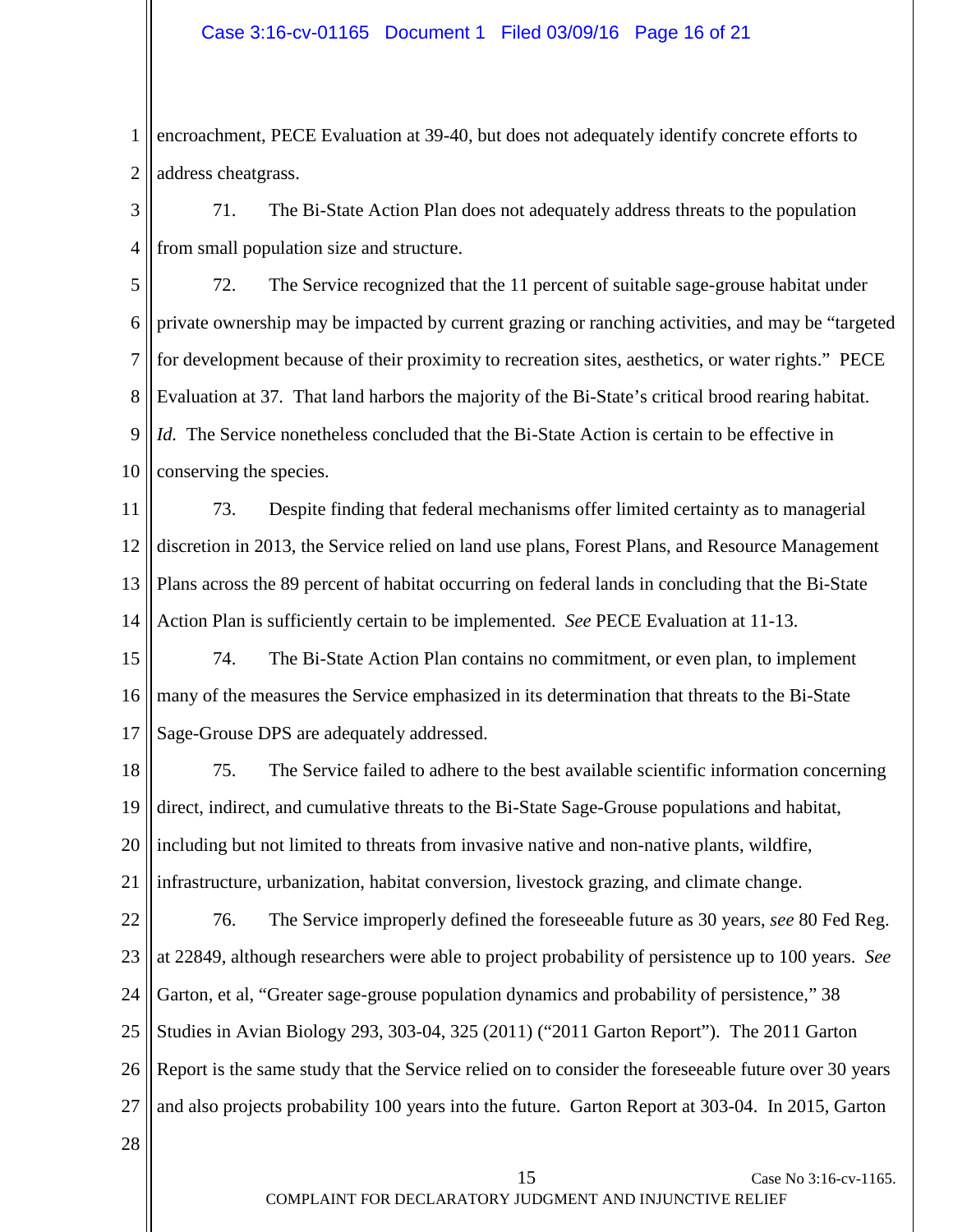encroachment, PECE Evaluation at 39-40, but does not adequately identify concrete efforts to address cheatgrass.

71. The Bi-State Action Plan does not adequately address threats to the population from small population size and structure.

72. The Service recognized that the 11 percent of suitable sage-grouse habitat under private ownership may be impacted by current grazing or ranching activities, and may be "targeted for development because of their proximity to recreation sites, aesthetics, or water rights." PECE Evaluation at 37. That land harbors the majority of the Bi-State's critical brood rearing habitat. *Id.* The Service nonetheless concluded that the Bi-State Action is certain to be effective in conserving the species.

73. Despite finding that federal mechanisms offer limited certainty as to managerial discretion in 2013, the Service relied on land use plans, Forest Plans, and Resource Management Plans across the 89 percent of habitat occurring on federal lands in concluding that the Bi-State Action Plan is sufficiently certain to be implemented. *See* PECE Evaluation at 11-13.

74. The Bi-State Action Plan contains no commitment, or even plan, to implement many of the measures the Service emphasized in its determination that threats to the Bi-State Sage-Grouse DPS are adequately addressed.

75. The Service failed to adhere to the best available scientific information concerning direct, indirect, and cumulative threats to the Bi-State Sage-Grouse populations and habitat, including but not limited to threats from invasive native and non-native plants, wildfire, infrastructure, urbanization, habitat conversion, livestock grazing, and climate change.

76. The Service improperly defined the foreseeable future as 30 years, *see* 80 Fed Reg. at 22849, although researchers were able to project probability of persistence up to 100 years. *See* Garton, et al, "Greater sage-grouse population dynamics and probability of persistence," 38 Studies in Avian Biology 293, 303-04, 325 (2011) ("2011 Garton Report"). The 2011 Garton Report is the same study that the Service relied on to consider the foreseeable future over 30 years and also projects probability 100 years into the future. Garton Report at 303-04. In 2015, Garton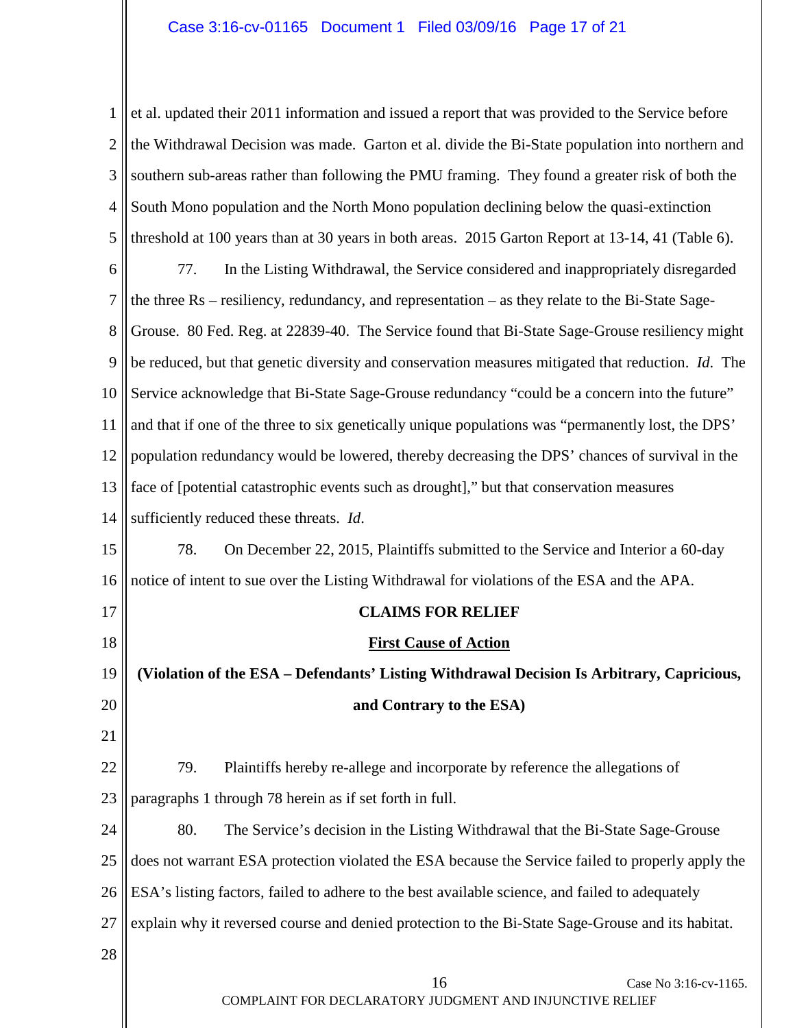et al. updated their 2011 information and issued a report that was provided to the Service before the Withdrawal Decision was made. Garton et al. divide the Bi-State population into northern and southern sub-areas rather than following the PMU framing. They found a greater risk of both the South Mono population and the North Mono population declining below the quasi-extinction threshold at 100 years than at 30 years in both areas. 2015 Garton Report at 13-14, 41 (Table 6).

77. In the Listing Withdrawal, the Service considered and inappropriately disregarded the three Rs – resiliency, redundancy, and representation – as they relate to the Bi-State Sage-Grouse. 80 Fed. Reg. at 22839-40. The Service found that Bi-State Sage-Grouse resiliency might be reduced, but that genetic diversity and conservation measures mitigated that reduction. *Id*. The Service acknowledge that Bi-State Sage-Grouse redundancy "could be a concern into the future" and that if one of the three to six genetically unique populations was "permanently lost, the DPS' population redundancy would be lowered, thereby decreasing the DPS' chances of survival in the face of [potential catastrophic events such as drought]," but that conservation measures sufficiently reduced these threats. *Id*.

78. On December 22, 2015, Plaintiffs submitted to the Service and Interior a 60-day notice of intent to sue over the Listing Withdrawal for violations of the ESA and the APA.

## CLAIMS FOR RELIEF

### First Cause of Action

**(Violation of the ESA – Defendants' Listing Withdrawal Decision Is Arbitrary, Capricious, and Contrary to the ESA)**

79. Plaintiffs hereby re-allege and incorporate by reference the allegations of paragraphs 1 through 78 herein as if set forth in full.

80. The Service's decision in the Listing Withdrawal that the Bi-State Sage-Grouse does not warrant ESA protection violated the ESA because the Service failed to properly apply the ESA's listing factors, failed to adhere to the best available science, and failed to adequately explain why it reversed course and denied protection to the Bi-State Sage-Grouse and its habitat.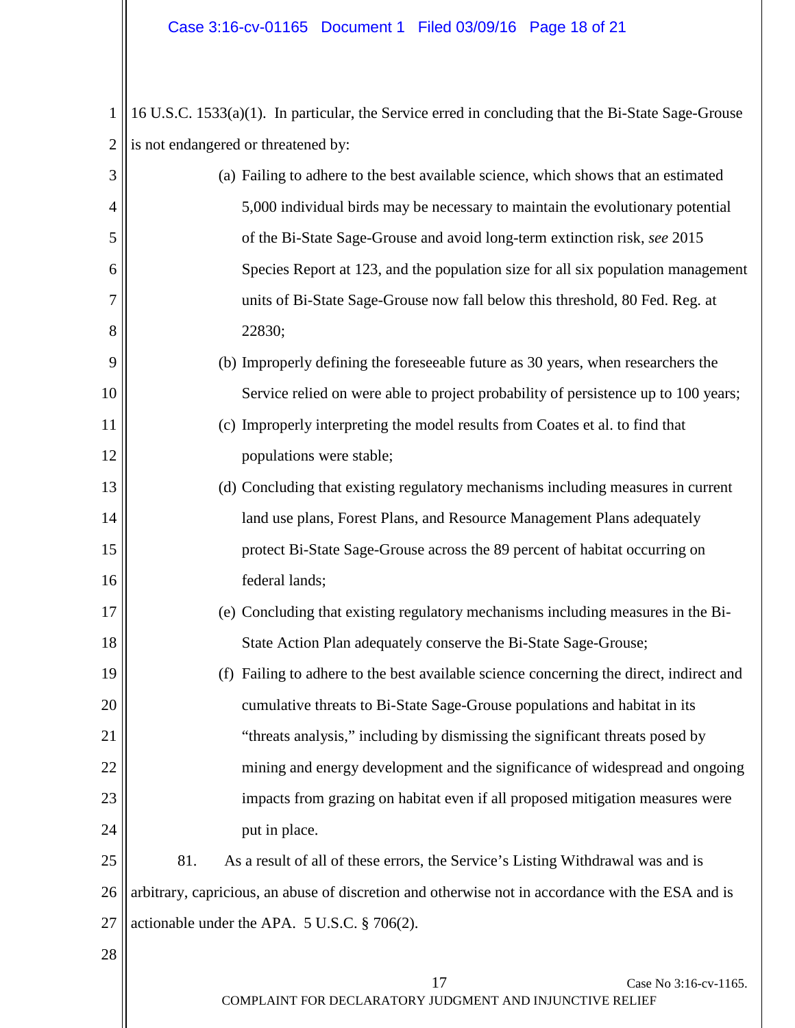16 U.S.C. 1533(a)(1). In particular, the Service erred in concluding that the Bi-State Sage-Grouse is not endangered or threatened by:

(a) Failing to adhere to the best available science, which shows that an estimated 5,000 individual birds may be necessary to maintain the evolutionary potential of the Bi-State Sage-Grouse and avoid long-term extinction risk, *see* 2015 Species Report at 123, and the population size for all six population management units of Bi-State Sage-Grouse now fall below this threshold, 80 Fed. Reg. at 22830;

(b) Improperly defining the foreseeable future as 30 years, when researchers the Service relied on were able to project probability of persistence up to 100 years;

(c) Improperly interpreting the model results from Coates et al. to find that populations were stable;

(d) Concluding that existing regulatory mechanisms including measures in current land use plans, Forest Plans, and Resource Management Plans adequately protect Bi-State Sage-Grouse across the 89 percent of habitat occurring on federal lands;

(e) Concluding that existing regulatory mechanisms including measures in the Bi-State Action Plan adequately conserve the Bi-State Sage-Grouse;

(f) Failing to adhere to the best available science concerning the direct, indirect and cumulative threats to Bi-State Sage-Grouse populations and habitat in its "threats analysis," including by dismissing the significant threats posed by mining and energy development and the significance of widespread and ongoing impacts from grazing on habitat even if all proposed mitigation measures were put in place.

81. As a result of all of these errors, the Service's Listing Withdrawal was and is arbitrary, capricious, an abuse of discretion and otherwise not in accordance with the ESA and is actionable under the APA. 5 U.S.C. § 706(2).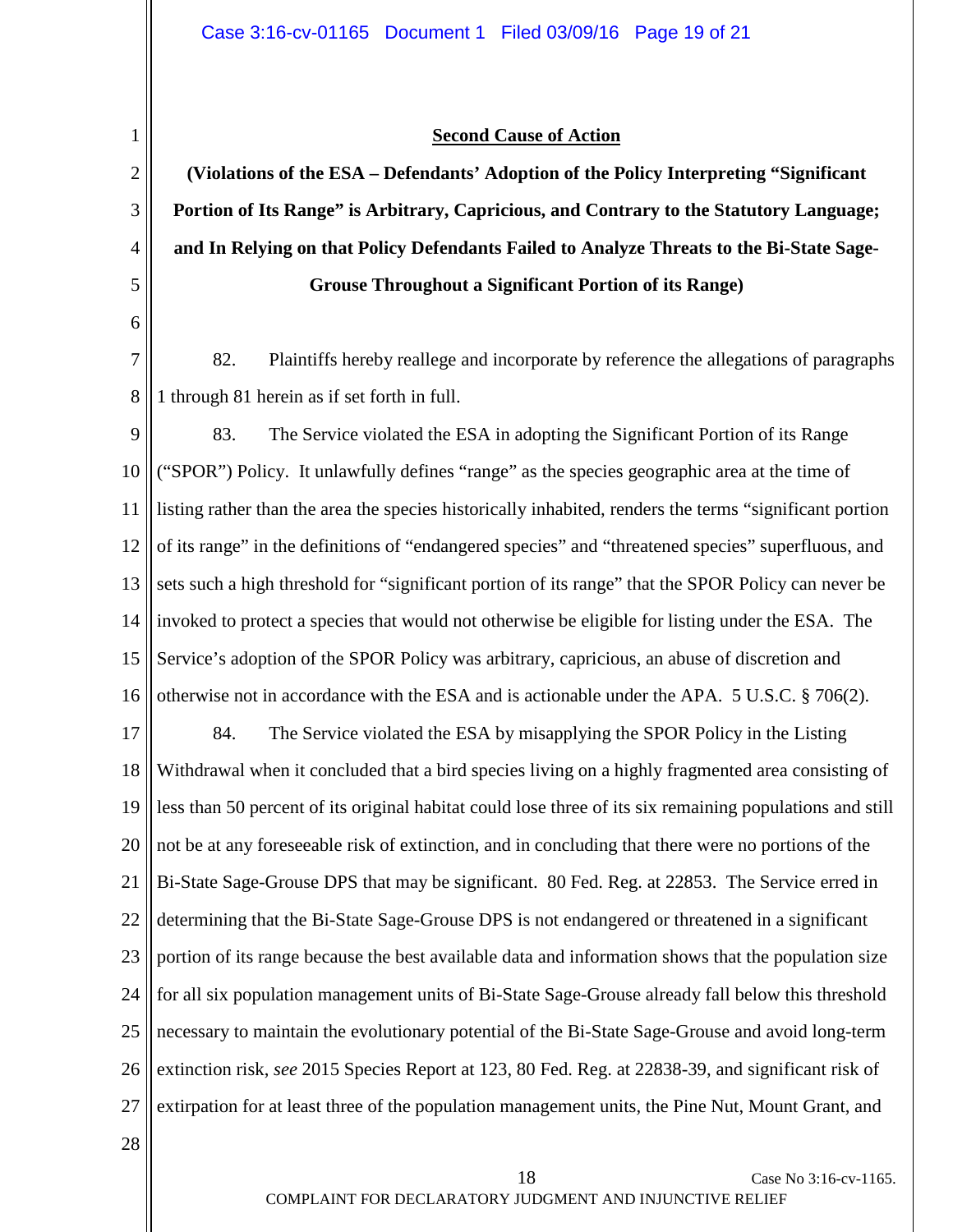**Second Cause of Action**

**(Violations of the ESA – Defendants' Adoption of the Policy Interpreting "Significant Portion of Its Range" is Arbitrary, Capricious, and Contrary to the Statutory Language; and In Relying on that Policy Defendants Failed to Analyze Threats to the Bi-State Sage-Grouse Throughout a Significant Portion of its Range)**

82. Plaintiffs hereby reallege and incorporate by reference the allegations of paragraphs 1 through 81 herein as if set forth in full.

83. The Service violated the ESA in adopting the Significant Portion of its Range ("SPOR") Policy. It unlawfully defines "range" as the species geographic area at the time of listing rather than the area the species historically inhabited, renders the terms "significant portion of its range" in the definitions of "endangered species" and "threatened species" superfluous, and sets such a high threshold for "significant portion of its range" that the SPOR Policy can never be invoked to protect a species that would not otherwise be eligible for listing under the ESA. The Service's adoption of the SPOR Policy was arbitrary, capricious, an abuse of discretion and otherwise not in accordance with the ESA and is actionable under the APA. 5 U.S.C. § 706(2).

84. The Service violated the ESA by misapplying the SPOR Policy in the Listing Withdrawal when it concluded that a bird species living on a highly fragmented area consisting of less than 50 percent of its original habitat could lose three of its six remaining populations and still not be at any foreseeable risk of extinction, and in concluding that there were no portions of the Bi-State Sage-Grouse DPS that may be significant. 80 Fed. Reg. at 22853. The Service erred in determining that the Bi-State Sage-Grouse DPS is not endangered or threatened in a significant portion of its range because the best available data and information shows that the population size for all six population management units of Bi-State Sage-Grouse already fall below this threshold necessary to maintain the evolutionary potential of the Bi-State Sage-Grouse and avoid long-term extinction risk, *see* 2015 Species Report at 123, 80 Fed. Reg. at 22838-39, and significant risk of extirpation for at least three of the population management units, the Pine Nut, Mount Grant, and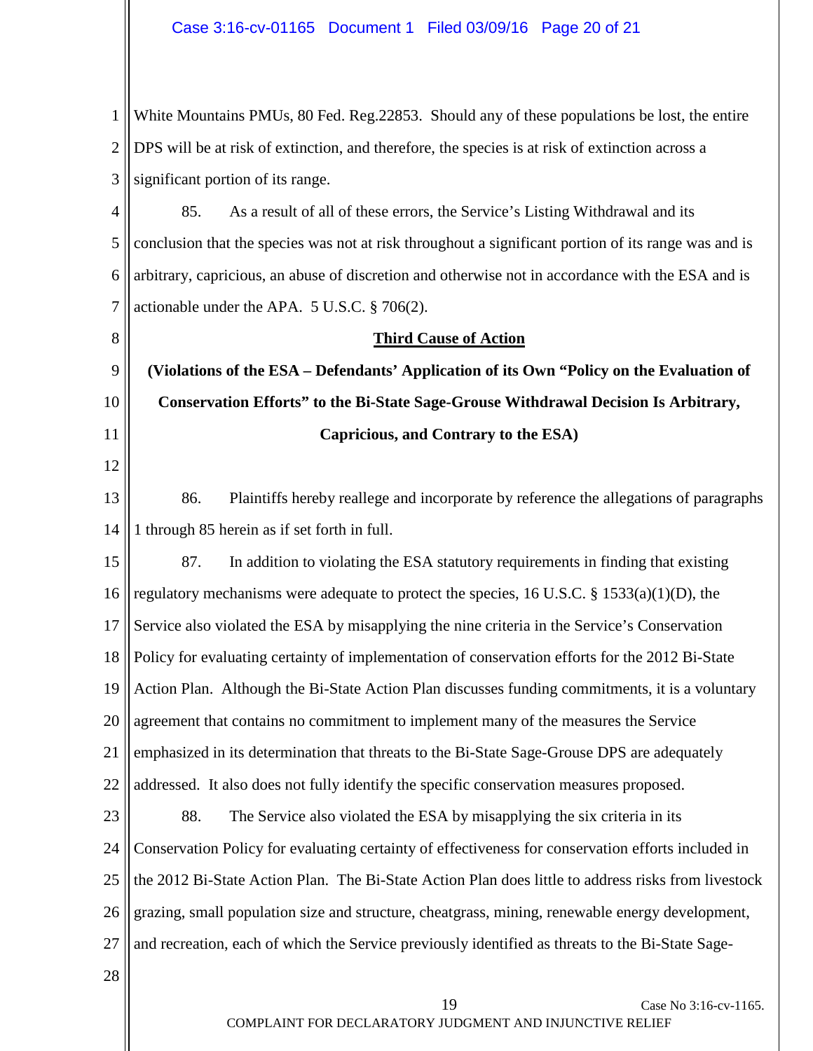White Mountains PMUs, 80 Fed. Reg.22853. Should any of these populations be lost, the entire DPS will be at risk of extinction, and therefore, the species is at risk of extinction across a significant portion of its range.

85. As a result of all of these errors, the Service's Listing Withdrawal and its conclusion that the species was not at risk throughout a significant portion of its range was and is arbitrary, capricious, an abuse of discretion and otherwise not in accordance with the ESA and is actionable under the APA. 5 U.S.C. § 706(2).

## Third Cause of Action

**(Violations of the ESA – Defendants' Application of its Own "Policy on the Evaluation of Conservation Efforts" to the Bi-State Sage-Grouse Withdrawal Decision Is Arbitrary, Capricious, and Contrary to the ESA)**

86. Plaintiffs hereby reallege and incorporate by reference the allegations of paragraphs 1 through 85 herein as if set forth in full.

87. In addition to violating the ESA statutory requirements in finding that existing regulatory mechanisms were adequate to protect the species, 16 U.S.C. § 1533(a)(1)(D), the Service also violated the ESA by misapplying the nine criteria in the Service's Conservation Policy for evaluating certainty of implementation of conservation efforts for the 2012 Bi-State Action Plan. Although the Bi-State Action Plan discusses funding commitments, it is a voluntary agreement that contains no commitment to implement many of the measures the Service emphasized in its determination that threats to the Bi-State Sage-Grouse DPS are adequately addressed. It also does not fully identify the specific conservation measures proposed.

88. The Service also violated the ESA by misapplying the six criteria in its Conservation Policy for evaluating certainty of effectiveness for conservation efforts included in the 2012 Bi-State Action Plan. The Bi-State Action Plan does little to address risks from livestock grazing, small population size and structure, cheatgrass, mining, renewable energy development, and recreation, each of which the Service previously identified as threats to the Bi-State Sage-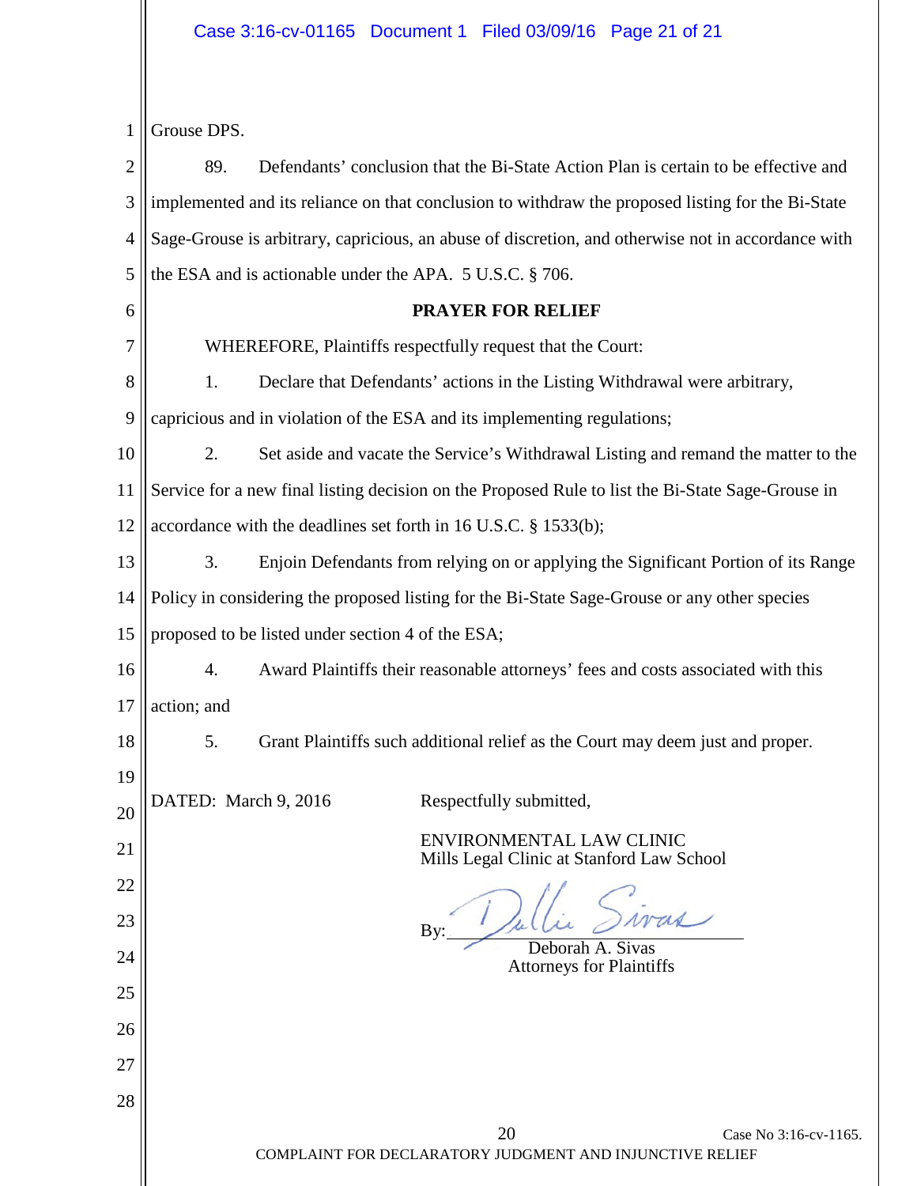Grouse DPS.

89. Defendants' conclusion that the Bi-State Action Plan is certain to be effective and implemented and its reliance on that conclusion to withdraw the proposed listing for the Bi-State Sage-Grouse is arbitrary, capricious, an abuse of discretion, and otherwise not in accordance with the ESA and is actionable under the APA. 5 U.S.C. § 706.

**PRAYER FOR RELIEF**

WHEREFORE, Plaintiffs respectfully request that the Court:

1. Declare that Defendants' actions in the Listing Withdrawal were arbitrary, capricious and in violation of the ESA and its implementing regulations;

2. Set aside and vacate the Service's Withdrawal Listing and remand the matter to the Service for a new final listing decision on the Proposed Rule to list the Bi-State Sage-Grouse in accordance with the deadlines set forth in 16 U.S.C. § 1533(b);

3. Enjoin Defendants from relying on or applying the Significant Portion of its Range Policy in considering the proposed listing for the Bi-State Sage-Grouse or any other species proposed to be listed under section 4 of the ESA;

4. Award Plaintiffs their reasonable attorneys' fees and costs associated with this action; and

5. Grant Plaintiffs such additional relief as the Court may deem just and proper.

DATED: March 9, 2016

Respectfully submitted,

ENVIRONMENTAL LAW CLINIC
Mills Legal Clinic at Stanford Law School

By: Deborah A. Sivas
Deborah A. Sivas
Attorneys for Plaintiffs

COMPLAINT FOR DECLARATORY JUDGMENT AND INJUNCTIVE RELIEF
Case No 3:16-cv-1165.